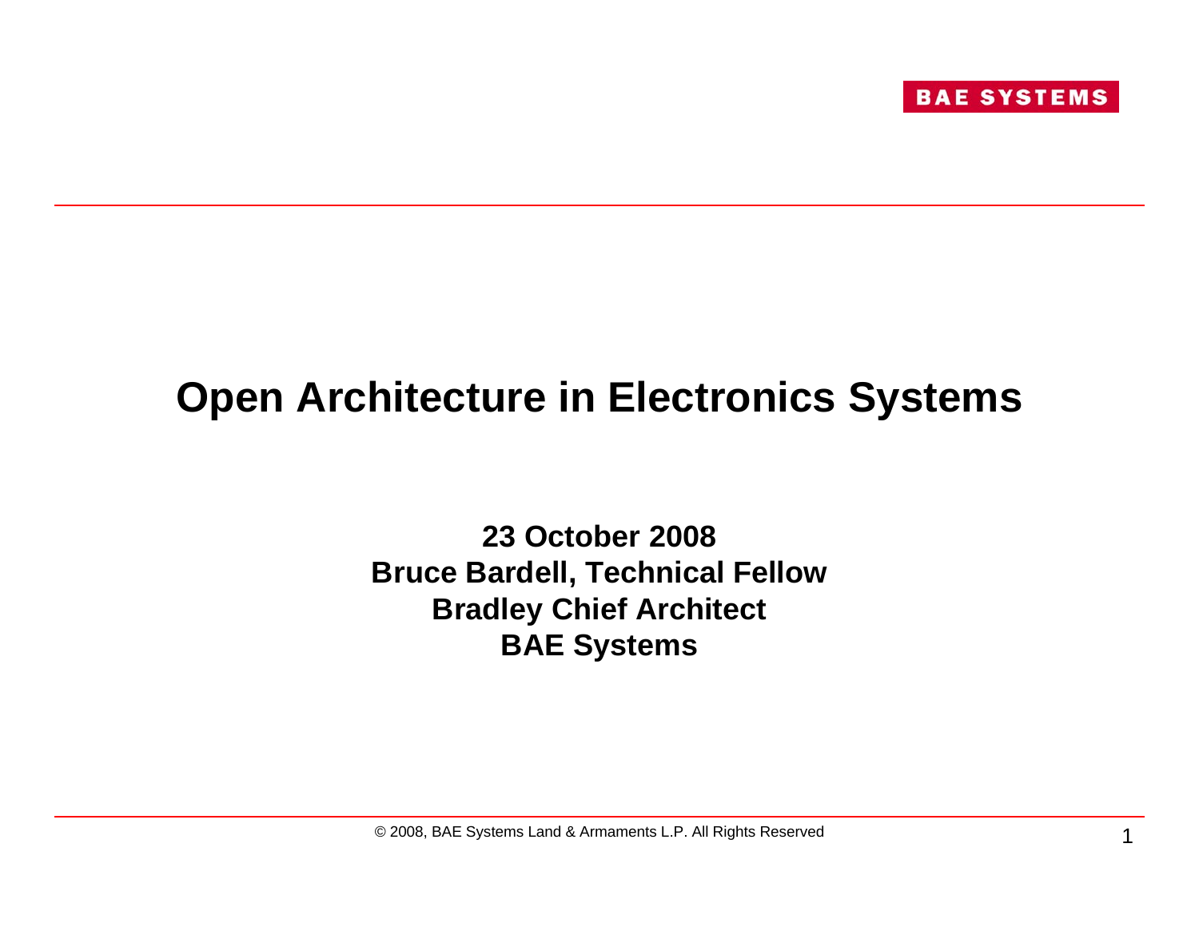BAE SYSTEMS

# Open Architecture in Electronics Systems

**23 October 2008**
**Bruce Bardell, Technical Fellow**
**Bradley Chief Architect**
**BAE Systems**

© 2008, BAE Systems Land & Armaments L.P. All Rights Reserved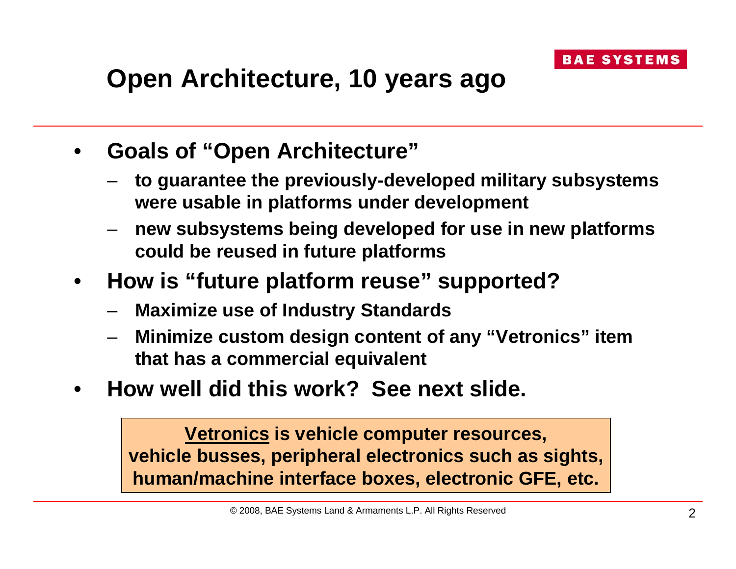# Open Architecture, 10 years ago

- **Goals of "Open Architecture"**
  - **to guarantee the previously-developed military subsystems were usable in platforms under development**
  - **new subsystems being developed for use in new platforms could be reused in future platforms**
- **How is "future platform reuse" supported?**
  - **Maximize use of Industry Standards**
  - **Minimize custom design content of any "Vetronics" item that has a commercial equivalent**
- **How well did this work? See next slide.**

**<u>Vetronics</u> is vehicle computer resources, vehicle busses, peripheral electronics such as sights, human/machine interface boxes, electronic GFE, etc.**

© 2008, BAE Systems Land & Armaments L.P. All Rights Reserved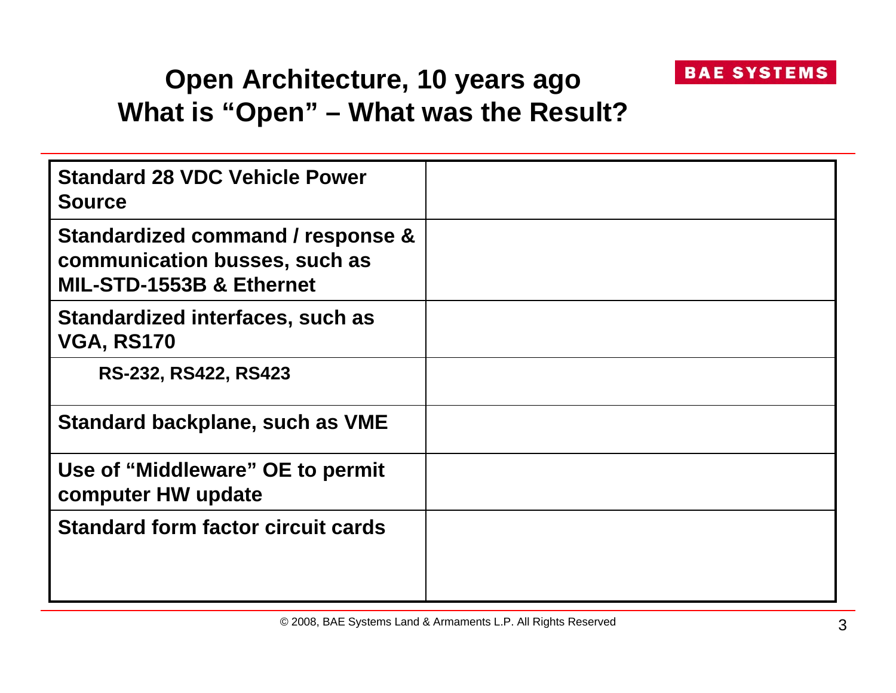# Open Architecture, 10 years ago
# What is "Open" – What was the Result?

| | |
|---|---|
| **Standard 28 VDC Vehicle Power Source** | |
| **Standardized command / response & communication busses, such as MIL-STD-1553B & Ethernet** | |
| **Standardized interfaces, such as VGA, RS170** | |
| **RS-232, RS422, RS423** | |
| **Standard backplane, such as VME** | |
| **Use of "Middleware" OE to permit computer HW update** | |
| **Standard form factor circuit cards** | |

© 2008, BAE Systems Land & Armaments L.P. All Rights Reserved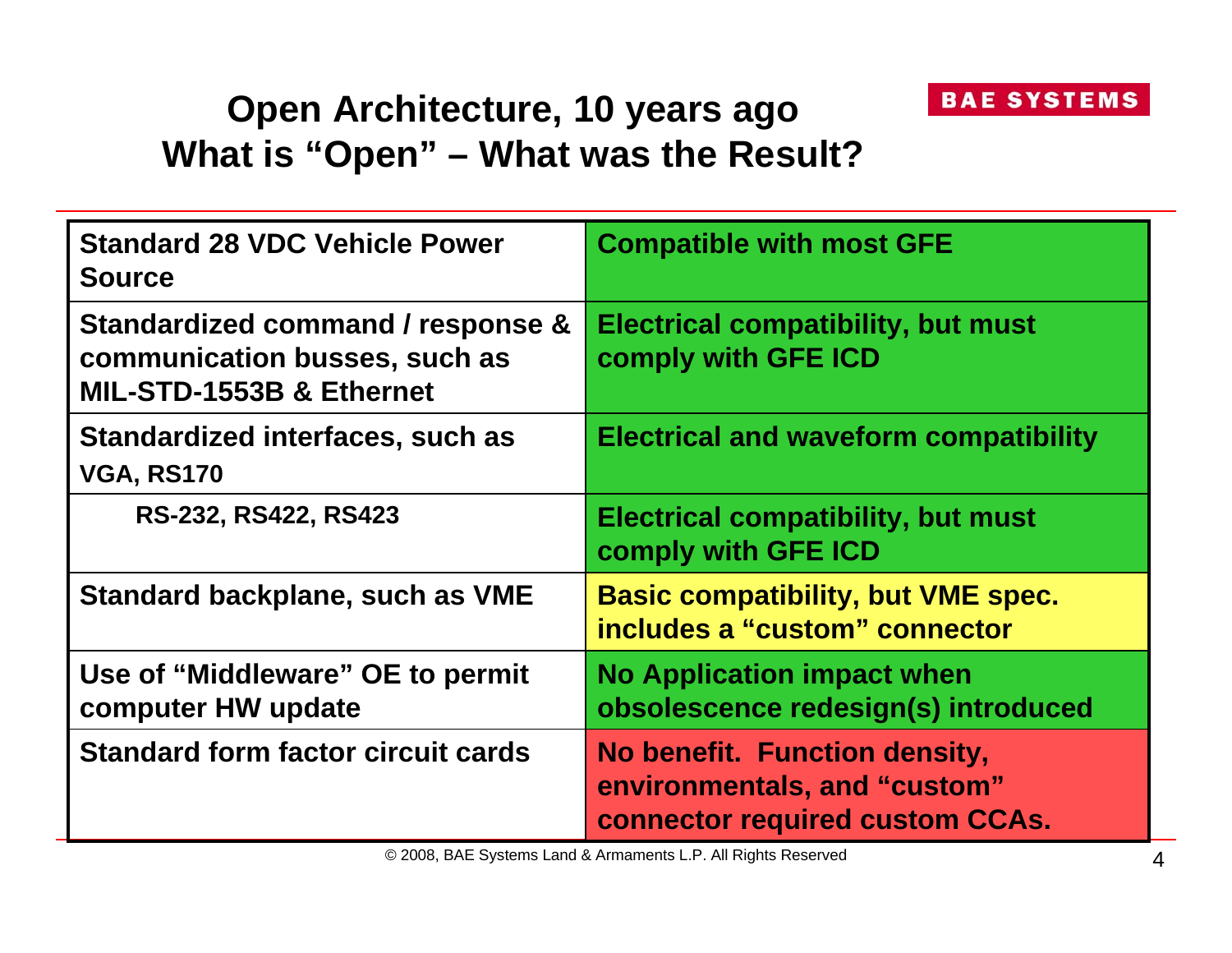# Open Architecture, 10 years ago
# What is "Open" – What was the Result?

| | |
|---|---|
| **Standard 28 VDC Vehicle Power Source** | **Compatible with most GFE** |
| **Standardized command / response & communication busses, such as MIL-STD-1553B & Ethernet** | **Electrical compatibility, but must comply with GFE ICD** |
| **Standardized interfaces, such as VGA, RS170** | **Electrical and waveform compatibility** |
| **RS-232, RS422, RS423** | **Electrical compatibility, but must comply with GFE ICD** |
| **Standard backplane, such as VME** | **Basic compatibility, but VME spec. includes a "custom" connector** |
| **Use of "Middleware" OE to permit computer HW update** | **No Application impact when obsolescence redesign(s) introduced** |
| **Standard form factor circuit cards** | **No benefit. Function density, environmentals, and "custom" connector required custom CCAs.** |

© 2008, BAE Systems Land & Armaments L.P. All Rights Reserved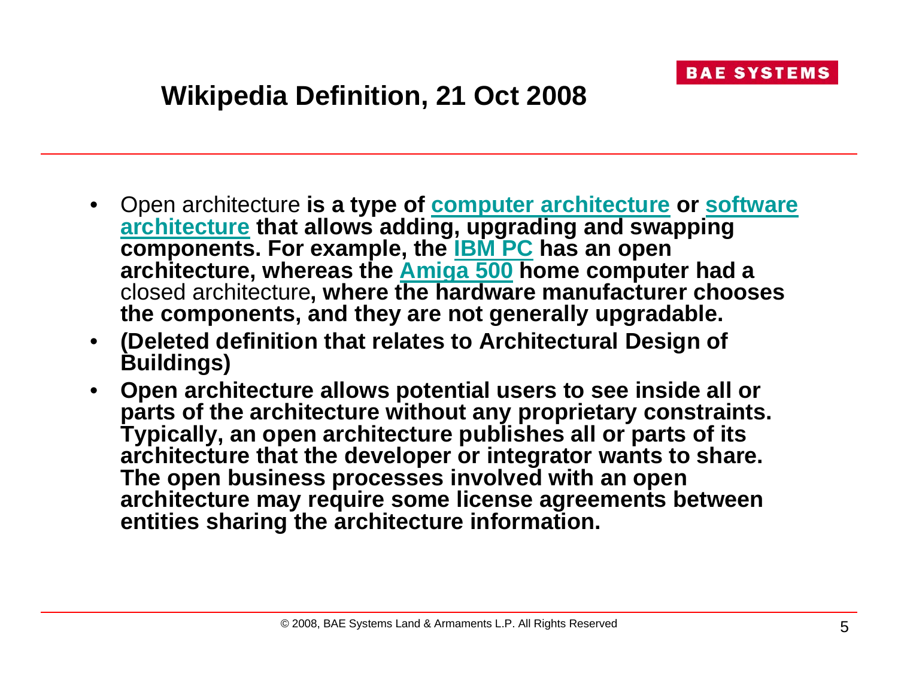# Wikipedia Definition, 21 Oct 2008

- Open architecture **is a type of** **computer architecture** **or** **software architecture** **that allows adding, upgrading and swapping components. For example, the** **IBM PC** **has an open architecture, whereas the** **Amiga 500** **home computer had a** closed architecture**, where the hardware manufacturer chooses the components, and they are not generally upgradable.**
- **(Deleted definition that relates to Architectural Design of Buildings)**
- **Open architecture allows potential users to see inside all or parts of the architecture without any proprietary constraints. Typically, an open architecture publishes all or parts of its architecture that the developer or integrator wants to share. The open business processes involved with an open architecture may require some license agreements between entities sharing the architecture information.**

© 2008, BAE Systems Land & Armaments L.P. All Rights Reserved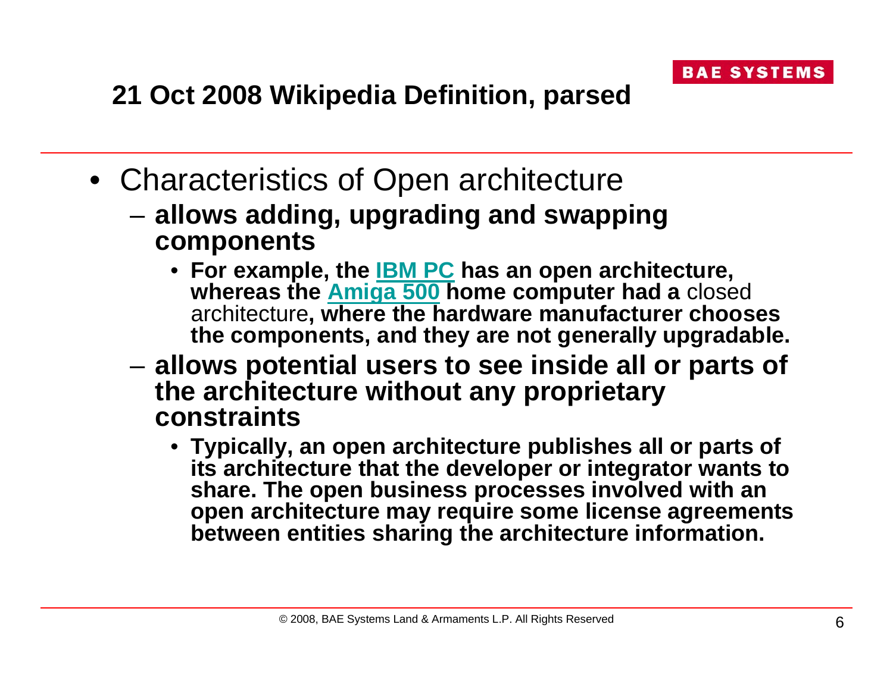## 21 Oct 2008 Wikipedia Definition, parsed

- Characteristics of Open architecture
  - **allows adding, upgrading and swapping components**
    - **For example, the IBM PC has an open architecture, whereas the Amiga 500 home computer had a** closed architecture**, where the hardware manufacturer chooses the components, and they are not generally upgradable.**
  - **allows potential users to see inside all or parts of the architecture without any proprietary constraints**
    - **Typically, an open architecture publishes all or parts of its architecture that the developer or integrator wants to share. The open business processes involved with an open architecture may require some license agreements between entities sharing the architecture information.**

© 2008, BAE Systems Land & Armaments L.P. All Rights Reserved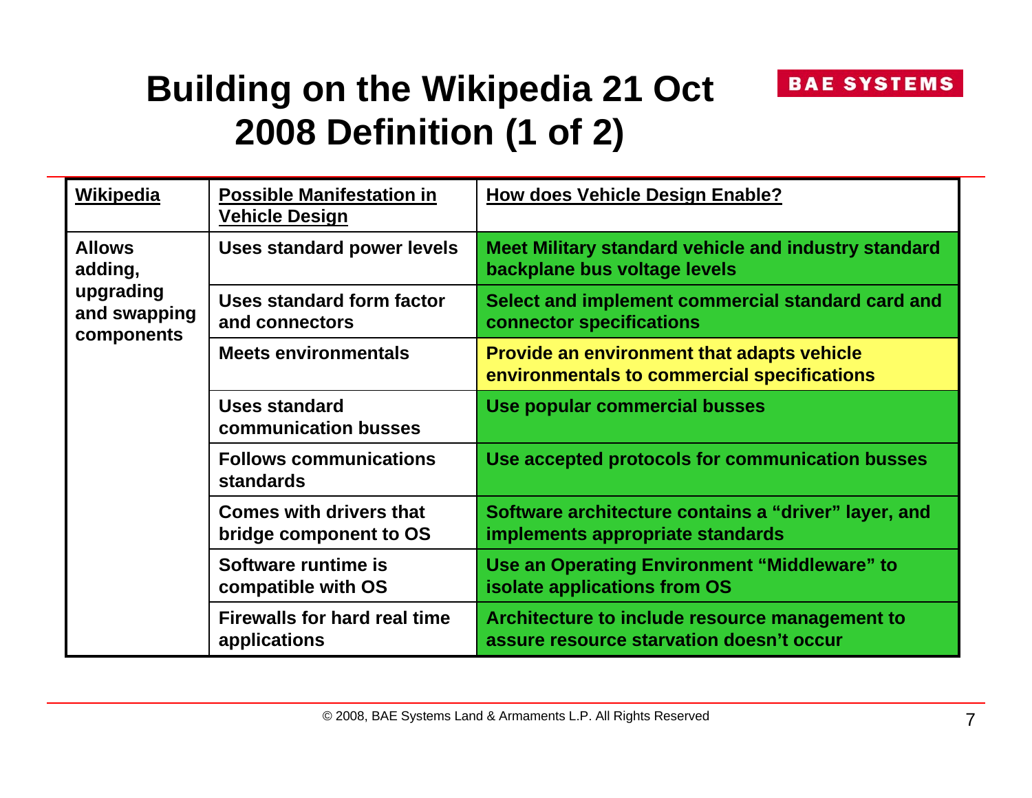# Building on the Wikipedia 21 Oct 2008 Definition (1 of 2)

| Wikipedia | Possible Manifestation in Vehicle Design | How does Vehicle Design Enable? |
|---|---|---|
| **Allows adding, upgrading and swapping components** | **Uses standard power levels** | **Meet Military standard vehicle and industry standard backplane bus voltage levels** |
| | **Uses standard form factor and connectors** | **Select and implement commercial standard card and connector specifications** |
| | **Meets environmentals** | **Provide an environment that adapts vehicle environmentals to commercial specifications** |
| | **Uses standard communication busses** | **Use popular commercial busses** |
| | **Follows communications standards** | **Use accepted protocols for communication busses** |
| | **Comes with drivers that bridge component to OS** | **Software architecture contains a "driver" layer, and implements appropriate standards** |
| | **Software runtime is compatible with OS** | **Use an Operating Environment "Middleware" to isolate applications from OS** |
| | **Firewalls for hard real time applications** | **Architecture to include resource management to assure resource starvation doesn't occur** |

© 2008, BAE Systems Land & Armaments L.P. All Rights Reserved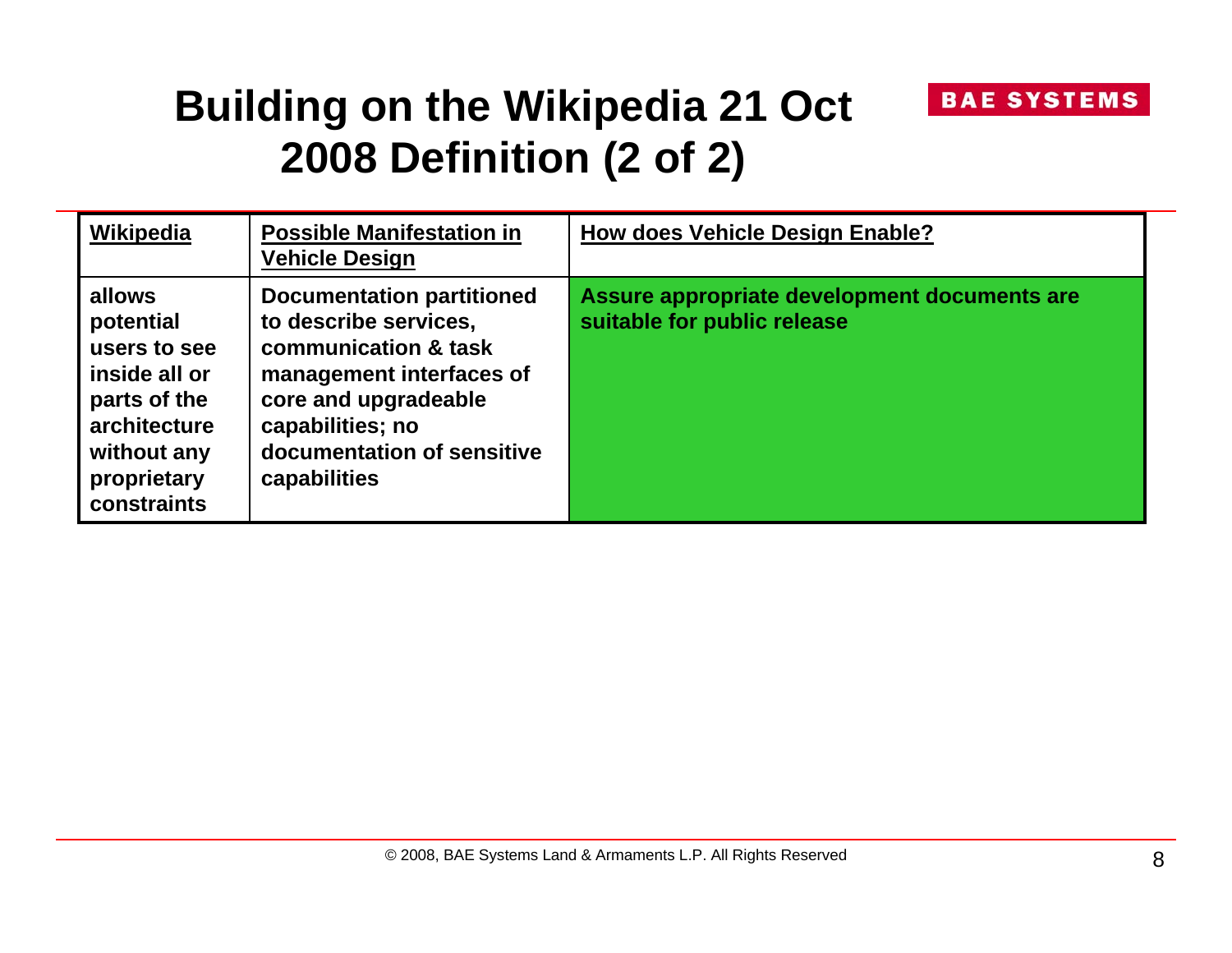# Building on the Wikipedia 21 Oct 2008 Definition (2 of 2)

| Wikipedia | Possible Manifestation in Vehicle Design | How does Vehicle Design Enable? |
|---|---|---|
| allows potential users to see inside all or parts of the architecture without any proprietary constraints | Documentation partitioned to describe services, communication & task management interfaces of core and upgradeable capabilities; no documentation of sensitive capabilities | Assure appropriate development documents are suitable for public release |

© 2008, BAE Systems Land & Armaments L.P. All Rights Reserved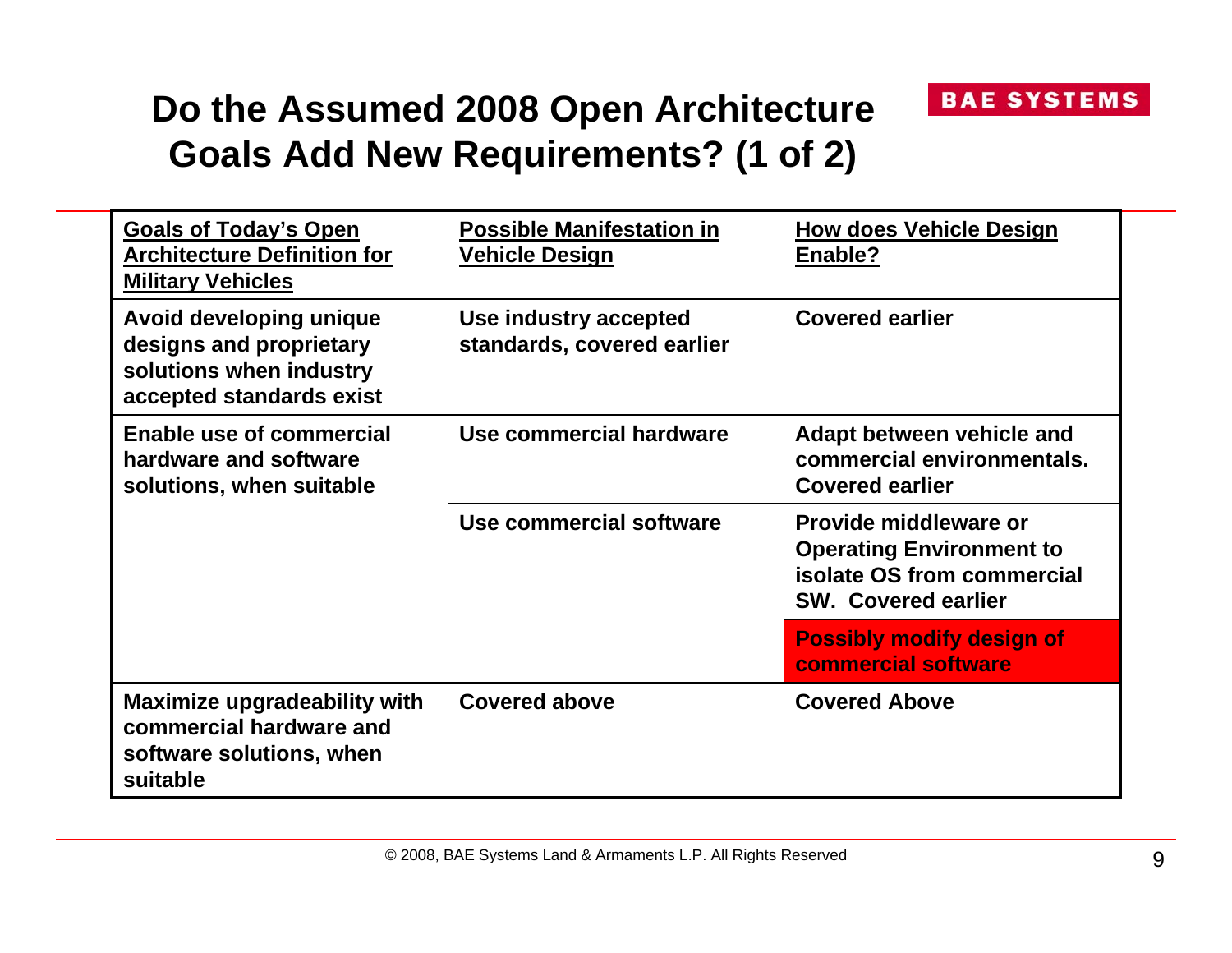# Do the Assumed 2008 Open Architecture Goals Add New Requirements? (1 of 2)

| Goals of Today's Open Architecture Definition for Military Vehicles | Possible Manifestation in Vehicle Design | How does Vehicle Design Enable? |
|---|---|---|
| **Avoid developing unique designs and proprietary solutions when industry accepted standards exist** | **Use industry accepted standards, covered earlier** | **Covered earlier** |
| **Enable use of commercial hardware and software solutions, when suitable** | **Use commercial hardware** | **Adapt between vehicle and commercial environmentals. Covered earlier** |
| | **Use commercial software** | **Provide middleware or Operating Environment to isolate OS from commercial SW. Covered earlier** |
| | | **Possibly modify design of commercial software** |
| **Maximize upgradeability with commercial hardware and software solutions, when suitable** | **Covered above** | **Covered Above** |

© 2008, BAE Systems Land & Armaments L.P. All Rights Reserved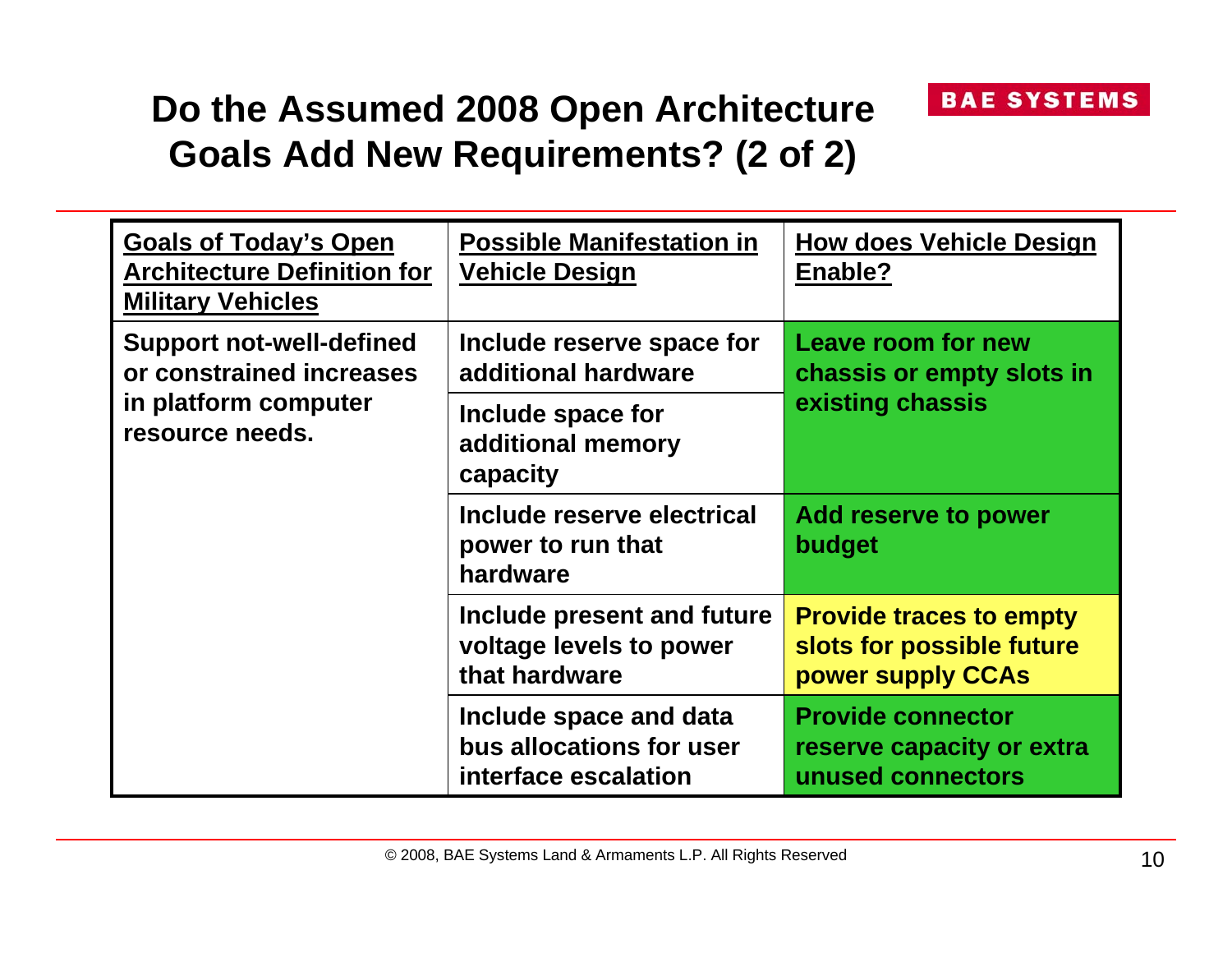# Do the Assumed 2008 Open Architecture Goals Add New Requirements? (2 of 2)

| Goals of Today's Open Architecture Definition for Military Vehicles | Possible Manifestation in Vehicle Design | How does Vehicle Design Enable? |
|---|---|---|
| Support not-well-defined or constrained increases in platform computer resource needs. | Include reserve space for additional hardware | Leave room for new chassis or empty slots in existing chassis |
| | Include space for additional memory capacity | |
| | Include reserve electrical power to run that hardware | Add reserve to power budget |
| | Include present and future voltage levels to power that hardware | Provide traces to empty slots for possible future power supply CCAs |
| | Include space and data bus allocations for user interface escalation | Provide connector reserve capacity or extra unused connectors |

© 2008, BAE Systems Land & Armaments L.P. All Rights Reserved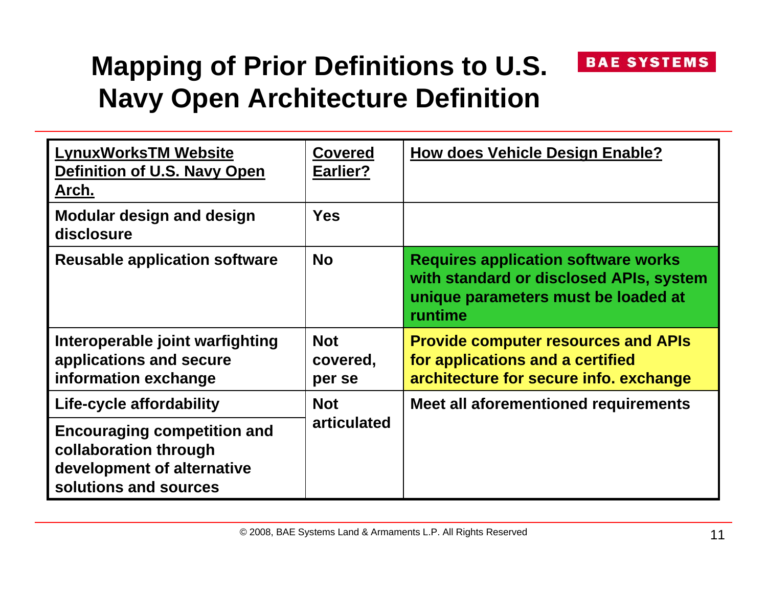# Mapping of Prior Definitions to U.S. Navy Open Architecture Definition

| LynuxWorksTM Website Definition of U.S. Navy Open Arch. | Covered Earlier? | How does Vehicle Design Enable? |
|---|---|---|
| Modular design and design disclosure | Yes | |
| Reusable application software | No | Requires application software works with standard or disclosed APIs, system unique parameters must be loaded at runtime |
| Interoperable joint warfighting applications and secure information exchange | Not covered, per se | Provide computer resources and APIs for applications and a certified architecture for secure info. exchange |
| Life-cycle affordability | Not articulated | Meet all aforementioned requirements |
| Encouraging competition and collaboration through development of alternative solutions and sources | | |

© 2008, BAE Systems Land & Armaments L.P. All Rights Reserved